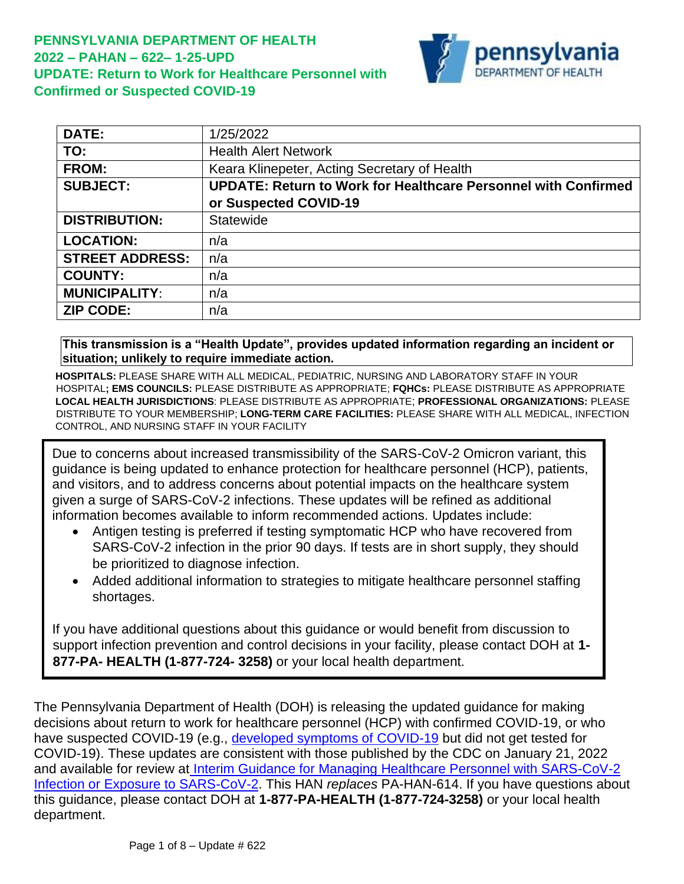**PENNSYLVANIA DEPARTMENT OF HEALTH**
**2022 – PAHAN – 622– 1-25-UPD**
**UPDATE: Return to Work for Healthcare Personnel with Confirmed or Suspected COVID-19**

| | |
|---|---|
| **DATE:** | 1/25/2022 |
| **TO:** | Health Alert Network |
| **FROM:** | Keara Klinepeter, Acting Secretary of Health |
| **SUBJECT:** | **UPDATE: Return to Work for Healthcare Personnel with Confirmed or Suspected COVID-19** |
| **DISTRIBUTION:** | Statewide |
| **LOCATION:** | n/a |
| **STREET ADDRESS:** | n/a |
| **COUNTY:** | n/a |
| **MUNICIPALITY:** | n/a |
| **ZIP CODE:** | n/a |

**This transmission is a "Health Update", provides updated information regarding an incident or situation; unlikely to require immediate action.**

**HOSPITALS:** PLEASE SHARE WITH ALL MEDICAL, PEDIATRIC, NURSING AND LABORATORY STAFF IN YOUR HOSPITAL**; EMS COUNCILS:** PLEASE DISTRIBUTE AS APPROPRIATE; **FQHCs:** PLEASE DISTRIBUTE AS APPROPRIATE **LOCAL HEALTH JURISDICTIONS**: PLEASE DISTRIBUTE AS APPROPRIATE; **PROFESSIONAL ORGANIZATIONS:** PLEASE DISTRIBUTE TO YOUR MEMBERSHIP; **LONG-TERM CARE FACILITIES:** PLEASE SHARE WITH ALL MEDICAL, INFECTION CONTROL, AND NURSING STAFF IN YOUR FACILITY

Due to concerns about increased transmissibility of the SARS-CoV-2 Omicron variant, this guidance is being updated to enhance protection for healthcare personnel (HCP), patients, and visitors, and to address concerns about potential impacts on the healthcare system given a surge of SARS-CoV-2 infections. These updates will be refined as additional information becomes available to inform recommended actions. Updates include:

- Antigen testing is preferred if testing symptomatic HCP who have recovered from SARS-CoV-2 infection in the prior 90 days. If tests are in short supply, they should be prioritized to diagnose infection.
- Added additional information to strategies to mitigate healthcare personnel staffing shortages.

If you have additional questions about this guidance or would benefit from discussion to support infection prevention and control decisions in your facility, please contact DOH at **1-877-PA- HEALTH (1-877-724- 3258)** or your local health department.

The Pennsylvania Department of Health (DOH) is releasing the updated guidance for making decisions about return to work for healthcare personnel (HCP) with confirmed COVID-19, or who have suspected COVID-19 (e.g., developed symptoms of COVID-19 but did not get tested for COVID-19). These updates are consistent with those published by the CDC on January 21, 2022 and available for review at Interim Guidance for Managing Healthcare Personnel with SARS-CoV-2 Infection or Exposure to SARS-CoV-2. This HAN *replaces* PA-HAN-614. If you have questions about this guidance, please contact DOH at **1-877-PA-HEALTH (1-877-724-3258)** or your local health department.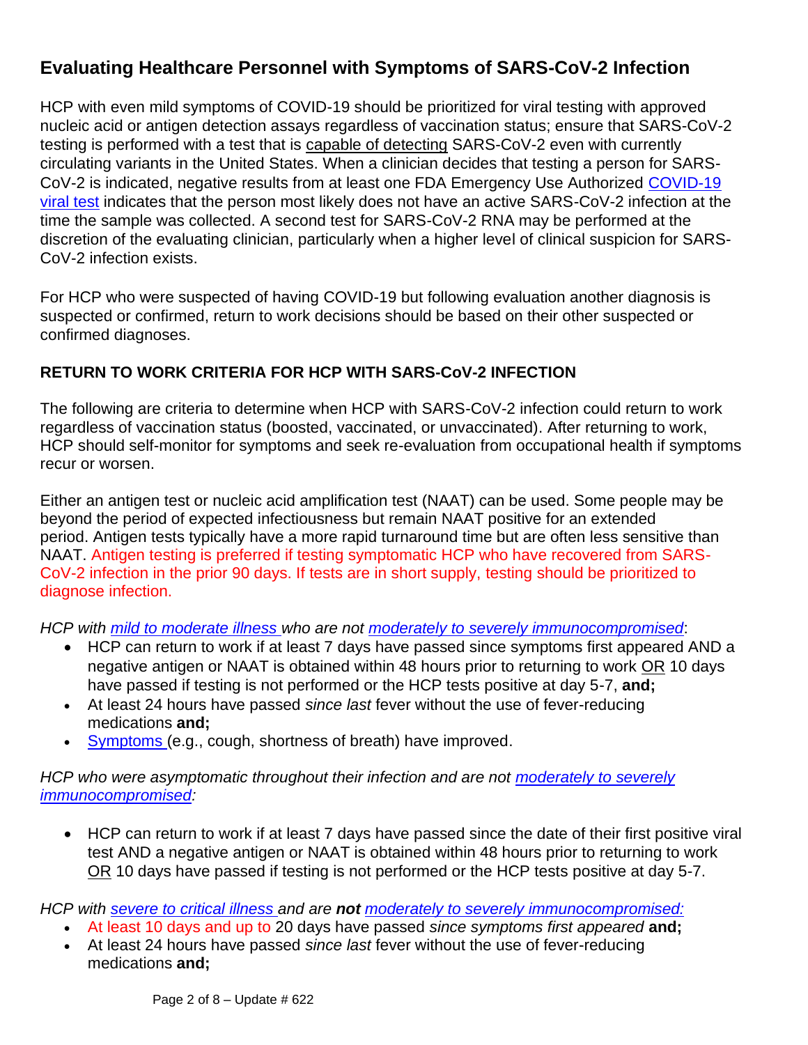## Evaluating Healthcare Personnel with Symptoms of SARS-CoV-2 Infection

HCP with even mild symptoms of COVID-19 should be prioritized for viral testing with approved nucleic acid or antigen detection assays regardless of vaccination status; ensure that SARS-CoV-2 testing is performed with a test that is capable of detecting SARS-CoV-2 even with currently circulating variants in the United States. When a clinician decides that testing a person for SARS-CoV-2 is indicated, negative results from at least one FDA Emergency Use Authorized COVID-19 viral test indicates that the person most likely does not have an active SARS-CoV-2 infection at the time the sample was collected. A second test for SARS-CoV-2 RNA may be performed at the discretion of the evaluating clinician, particularly when a higher level of clinical suspicion for SARS-CoV-2 infection exists.

For HCP who were suspected of having COVID-19 but following evaluation another diagnosis is suspected or confirmed, return to work decisions should be based on their other suspected or confirmed diagnoses.

### RETURN TO WORK CRITERIA FOR HCP WITH SARS-CoV-2 INFECTION

The following are criteria to determine when HCP with SARS-CoV-2 infection could return to work regardless of vaccination status (boosted, vaccinated, or unvaccinated). After returning to work, HCP should self-monitor for symptoms and seek re-evaluation from occupational health if symptoms recur or worsen.

Either an antigen test or nucleic acid amplification test (NAAT) can be used. Some people may be beyond the period of expected infectiousness but remain NAAT positive for an extended period. Antigen tests typically have a more rapid turnaround time but are often less sensitive than NAAT. Antigen testing is preferred if testing symptomatic HCP who have recovered from SARS-CoV-2 infection in the prior 90 days. If tests are in short supply, testing should be prioritized to diagnose infection.

*HCP with mild to moderate illness who are not moderately to severely immunocompromised*:

- HCP can return to work if at least 7 days have passed since symptoms first appeared AND a negative antigen or NAAT is obtained within 48 hours prior to returning to work OR 10 days have passed if testing is not performed or the HCP tests positive at day 5-7, **and;**
- At least 24 hours have passed *since last* fever without the use of fever-reducing medications **and;**
- Symptoms (e.g., cough, shortness of breath) have improved.

*HCP who were asymptomatic throughout their infection and are not moderately to severely immunocompromised:*

- HCP can return to work if at least 7 days have passed since the date of their first positive viral test AND a negative antigen or NAAT is obtained within 48 hours prior to returning to work OR 10 days have passed if testing is not performed or the HCP tests positive at day 5-7.

*HCP with severe to critical illness and are **not** moderately to severely immunocompromised:*

- At least 10 days and up to 20 days have passed *since symptoms first appeared* **and;**
- At least 24 hours have passed *since last* fever without the use of fever-reducing medications **and;**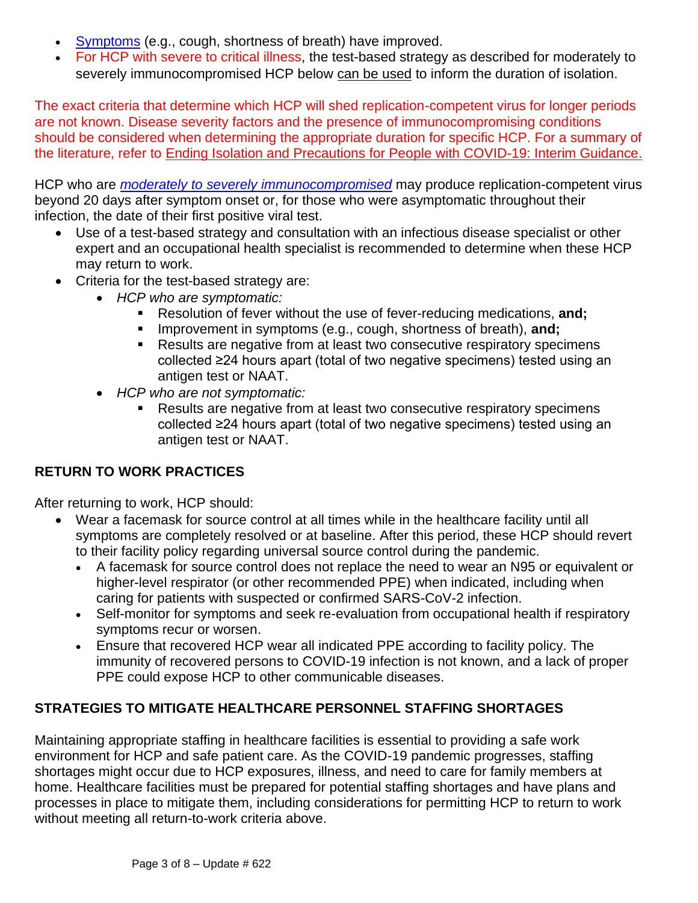- Symptoms (e.g., cough, shortness of breath) have improved.
- For HCP with severe to critical illness, the test-based strategy as described for moderately to severely immunocompromised HCP below can be used to inform the duration of isolation.

The exact criteria that determine which HCP will shed replication-competent virus for longer periods are not known. Disease severity factors and the presence of immunocompromising conditions should be considered when determining the appropriate duration for specific HCP. For a summary of the literature, refer to Ending Isolation and Precautions for People with COVID-19: Interim Guidance.

HCP who are *moderately to severely immunocompromised* may produce replication-competent virus beyond 20 days after symptom onset or, for those who were asymptomatic throughout their infection, the date of their first positive viral test.

- Use of a test-based strategy and consultation with an infectious disease specialist or other expert and an occupational health specialist is recommended to determine when these HCP may return to work.
- Criteria for the test-based strategy are:
  - *HCP who are symptomatic:*
    - Resolution of fever without the use of fever-reducing medications, **and;**
    - Improvement in symptoms (e.g., cough, shortness of breath), **and;**
    - Results are negative from at least two consecutive respiratory specimens collected ≥24 hours apart (total of two negative specimens) tested using an antigen test or NAAT.
  - *HCP who are not symptomatic:*
    - Results are negative from at least two consecutive respiratory specimens collected ≥24 hours apart (total of two negative specimens) tested using an antigen test or NAAT.

## RETURN TO WORK PRACTICES

After returning to work, HCP should:

- Wear a facemask for source control at all times while in the healthcare facility until all symptoms are completely resolved or at baseline. After this period, these HCP should revert to their facility policy regarding universal source control during the pandemic.
  - A facemask for source control does not replace the need to wear an N95 or equivalent or higher-level respirator (or other recommended PPE) when indicated, including when caring for patients with suspected or confirmed SARS-CoV-2 infection.
  - Self-monitor for symptoms and seek re-evaluation from occupational health if respiratory symptoms recur or worsen.
  - Ensure that recovered HCP wear all indicated PPE according to facility policy. The immunity of recovered persons to COVID-19 infection is not known, and a lack of proper PPE could expose HCP to other communicable diseases.

## STRATEGIES TO MITIGATE HEALTHCARE PERSONNEL STAFFING SHORTAGES

Maintaining appropriate staffing in healthcare facilities is essential to providing a safe work environment for HCP and safe patient care. As the COVID-19 pandemic progresses, staffing shortages might occur due to HCP exposures, illness, and need to care for family members at home. Healthcare facilities must be prepared for potential staffing shortages and have plans and processes in place to mitigate them, including considerations for permitting HCP to return to work without meeting all return-to-work criteria above.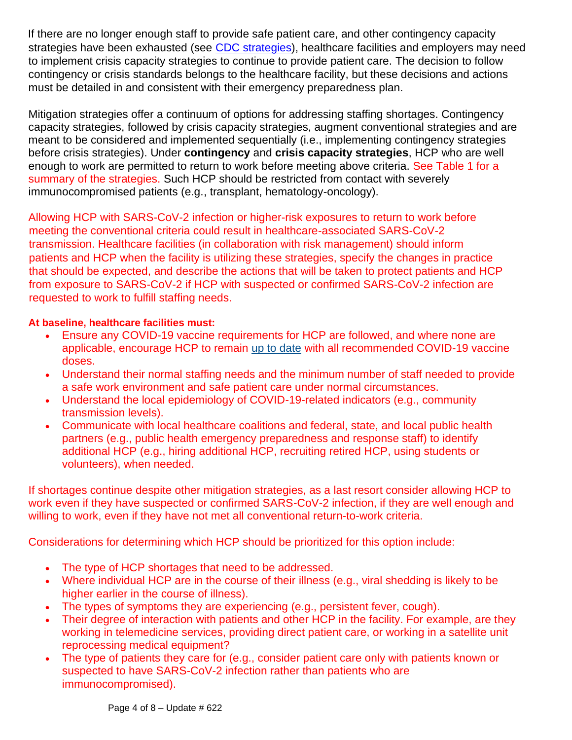If there are no longer enough staff to provide safe patient care, and other contingency capacity strategies have been exhausted (see CDC strategies), healthcare facilities and employers may need to implement crisis capacity strategies to continue to provide patient care. The decision to follow contingency or crisis standards belongs to the healthcare facility, but these decisions and actions must be detailed in and consistent with their emergency preparedness plan.

Mitigation strategies offer a continuum of options for addressing staffing shortages. Contingency capacity strategies, followed by crisis capacity strategies, augment conventional strategies and are meant to be considered and implemented sequentially (i.e., implementing contingency strategies before crisis strategies). Under **contingency** and **crisis capacity strategies**, HCP who are well enough to work are permitted to return to work before meeting above criteria. See Table 1 for a summary of the strategies. Such HCP should be restricted from contact with severely immunocompromised patients (e.g., transplant, hematology-oncology).

Allowing HCP with SARS-CoV-2 infection or higher-risk exposures to return to work before meeting the conventional criteria could result in healthcare-associated SARS-CoV-2 transmission. Healthcare facilities (in collaboration with risk management) should inform patients and HCP when the facility is utilizing these strategies, specify the changes in practice that should be expected, and describe the actions that will be taken to protect patients and HCP from exposure to SARS-CoV-2 if HCP with suspected or confirmed SARS-CoV-2 infection are requested to work to fulfill staffing needs.

**At baseline, healthcare facilities must:**

- Ensure any COVID-19 vaccine requirements for HCP are followed, and where none are applicable, encourage HCP to remain up to date with all recommended COVID-19 vaccine doses.
- Understand their normal staffing needs and the minimum number of staff needed to provide a safe work environment and safe patient care under normal circumstances.
- Understand the local epidemiology of COVID-19-related indicators (e.g., community transmission levels).
- Communicate with local healthcare coalitions and federal, state, and local public health partners (e.g., public health emergency preparedness and response staff) to identify additional HCP (e.g., hiring additional HCP, recruiting retired HCP, using students or volunteers), when needed.

If shortages continue despite other mitigation strategies, as a last resort consider allowing HCP to work even if they have suspected or confirmed SARS-CoV-2 infection, if they are well enough and willing to work, even if they have not met all conventional return-to-work criteria.

Considerations for determining which HCP should be prioritized for this option include:

- The type of HCP shortages that need to be addressed.
- Where individual HCP are in the course of their illness (e.g., viral shedding is likely to be higher earlier in the course of illness).
- The types of symptoms they are experiencing (e.g., persistent fever, cough).
- Their degree of interaction with patients and other HCP in the facility. For example, are they working in telemedicine services, providing direct patient care, or working in a satellite unit reprocessing medical equipment?
- The type of patients they care for (e.g., consider patient care only with patients known or suspected to have SARS-CoV-2 infection rather than patients who are immunocompromised).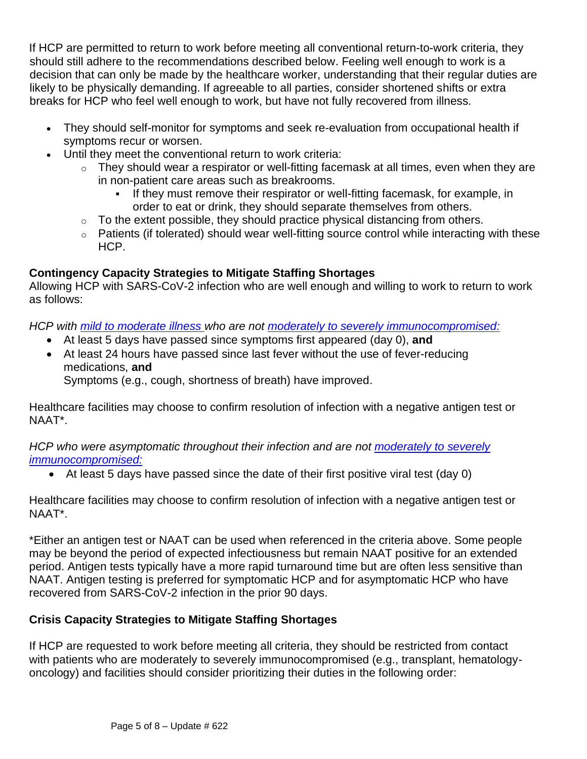If HCP are permitted to return to work before meeting all conventional return-to-work criteria, they should still adhere to the recommendations described below. Feeling well enough to work is a decision that can only be made by the healthcare worker, understanding that their regular duties are likely to be physically demanding. If agreeable to all parties, consider shortened shifts or extra breaks for HCP who feel well enough to work, but have not fully recovered from illness.

- They should self-monitor for symptoms and seek re-evaluation from occupational health if symptoms recur or worsen.
- Until they meet the conventional return to work criteria:
  - They should wear a respirator or well-fitting facemask at all times, even when they are in non-patient care areas such as breakrooms.
    - If they must remove their respirator or well-fitting facemask, for example, in order to eat or drink, they should separate themselves from others.
  - To the extent possible, they should practice physical distancing from others.
  - Patients (if tolerated) should wear well-fitting source control while interacting with these HCP.

**Contingency Capacity Strategies to Mitigate Staffing Shortages**

Allowing HCP with SARS-CoV-2 infection who are well enough and willing to work to return to work as follows:

*HCP with mild to moderate illness who are not moderately to severely immunocompromised:*

- At least 5 days have passed since symptoms first appeared (day 0), **and**
- At least 24 hours have passed since last fever without the use of fever-reducing medications, **and**
  Symptoms (e.g., cough, shortness of breath) have improved.

Healthcare facilities may choose to confirm resolution of infection with a negative antigen test or NAAT*.

*HCP who were asymptomatic throughout their infection and are not moderately to severely immunocompromised:*

- At least 5 days have passed since the date of their first positive viral test (day 0)

Healthcare facilities may choose to confirm resolution of infection with a negative antigen test or NAAT*.

*Either an antigen test or NAAT can be used when referenced in the criteria above. Some people may be beyond the period of expected infectiousness but remain NAAT positive for an extended period. Antigen tests typically have a more rapid turnaround time but are often less sensitive than NAAT. Antigen testing is preferred for symptomatic HCP and for asymptomatic HCP who have recovered from SARS-CoV-2 infection in the prior 90 days.

**Crisis Capacity Strategies to Mitigate Staffing Shortages**

If HCP are requested to work before meeting all criteria, they should be restricted from contact with patients who are moderately to severely immunocompromised (e.g., transplant, hematology-oncology) and facilities should consider prioritizing their duties in the following order: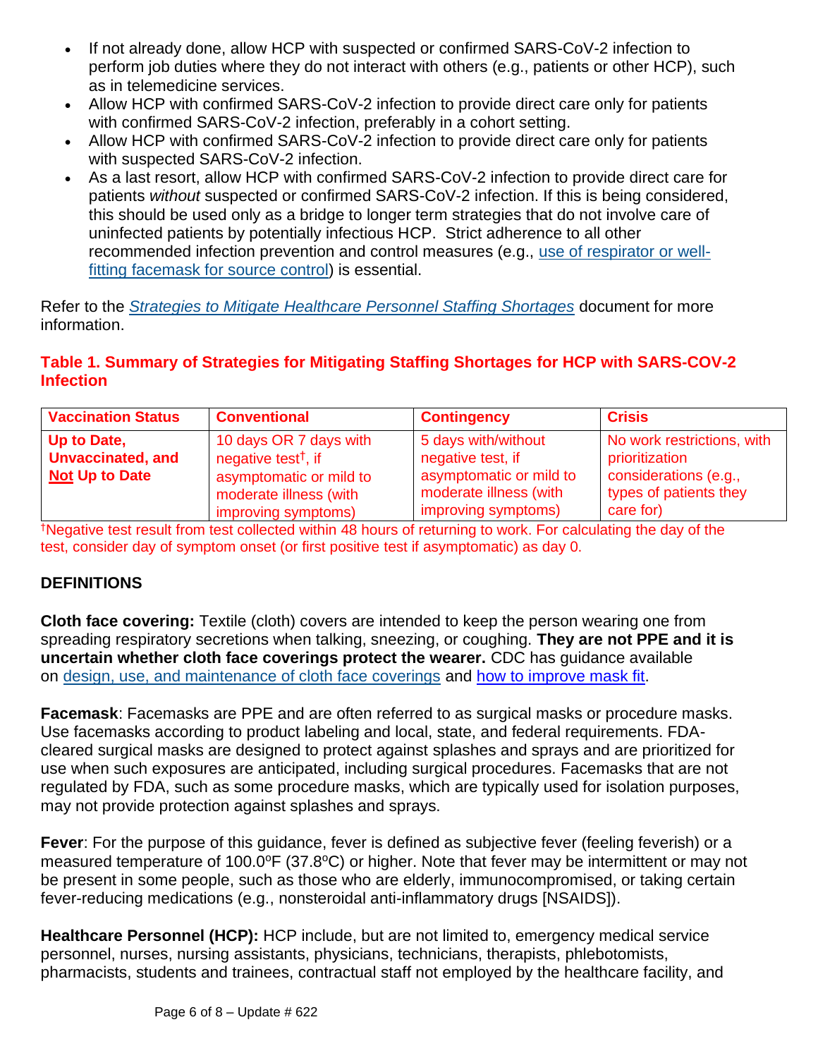- If not already done, allow HCP with suspected or confirmed SARS-CoV-2 infection to perform job duties where they do not interact with others (e.g., patients or other HCP), such as in telemedicine services.
- Allow HCP with confirmed SARS-CoV-2 infection to provide direct care only for patients with confirmed SARS-CoV-2 infection, preferably in a cohort setting.
- Allow HCP with confirmed SARS-CoV-2 infection to provide direct care only for patients with suspected SARS-CoV-2 infection.
- As a last resort, allow HCP with confirmed SARS-CoV-2 infection to provide direct care for patients *without* suspected or confirmed SARS-CoV-2 infection. If this is being considered, this should be used only as a bridge to longer term strategies that do not involve care of uninfected patients by potentially infectious HCP. Strict adherence to all other recommended infection prevention and control measures (e.g., use of respirator or well-fitting facemask for source control) is essential.

Refer to the *Strategies to Mitigate Healthcare Personnel Staffing Shortages* document for more information.

**Table 1. Summary of Strategies for Mitigating Staffing Shortages for HCP with SARS-COV-2 Infection**

| Vaccination Status | Conventional | Contingency | Crisis |
|---|---|---|---|
| **Up to Date, Unvaccinated, and <u>Not</u> Up to Date** | 10 days OR 7 days with negative test†, if asymptomatic or mild to moderate illness (with improving symptoms) | 5 days with/without negative test, if asymptomatic or mild to moderate illness (with improving symptoms) | No work restrictions, with prioritization considerations (e.g., types of patients they care for) |

†Negative test result from test collected within 48 hours of returning to work. For calculating the day of the test, consider day of symptom onset (or first positive test if asymptomatic) as day 0.

## DEFINITIONS

**Cloth face covering:** Textile (cloth) covers are intended to keep the person wearing one from spreading respiratory secretions when talking, sneezing, or coughing. **They are not PPE and it is uncertain whether cloth face coverings protect the wearer.** CDC has guidance available on design, use, and maintenance of cloth face coverings and how to improve mask fit.

**Facemask**: Facemasks are PPE and are often referred to as surgical masks or procedure masks. Use facemasks according to product labeling and local, state, and federal requirements. FDA-cleared surgical masks are designed to protect against splashes and sprays and are prioritized for use when such exposures are anticipated, including surgical procedures. Facemasks that are not regulated by FDA, such as some procedure masks, which are typically used for isolation purposes, may not provide protection against splashes and sprays.

**Fever**: For the purpose of this guidance, fever is defined as subjective fever (feeling feverish) or a measured temperature of 100.0°F (37.8°C) or higher. Note that fever may be intermittent or may not be present in some people, such as those who are elderly, immunocompromised, or taking certain fever-reducing medications (e.g., nonsteroidal anti-inflammatory drugs [NSAIDS]).

**Healthcare Personnel (HCP):** HCP include, but are not limited to, emergency medical service personnel, nurses, nursing assistants, physicians, technicians, therapists, phlebotomists, pharmacists, students and trainees, contractual staff not employed by the healthcare facility, and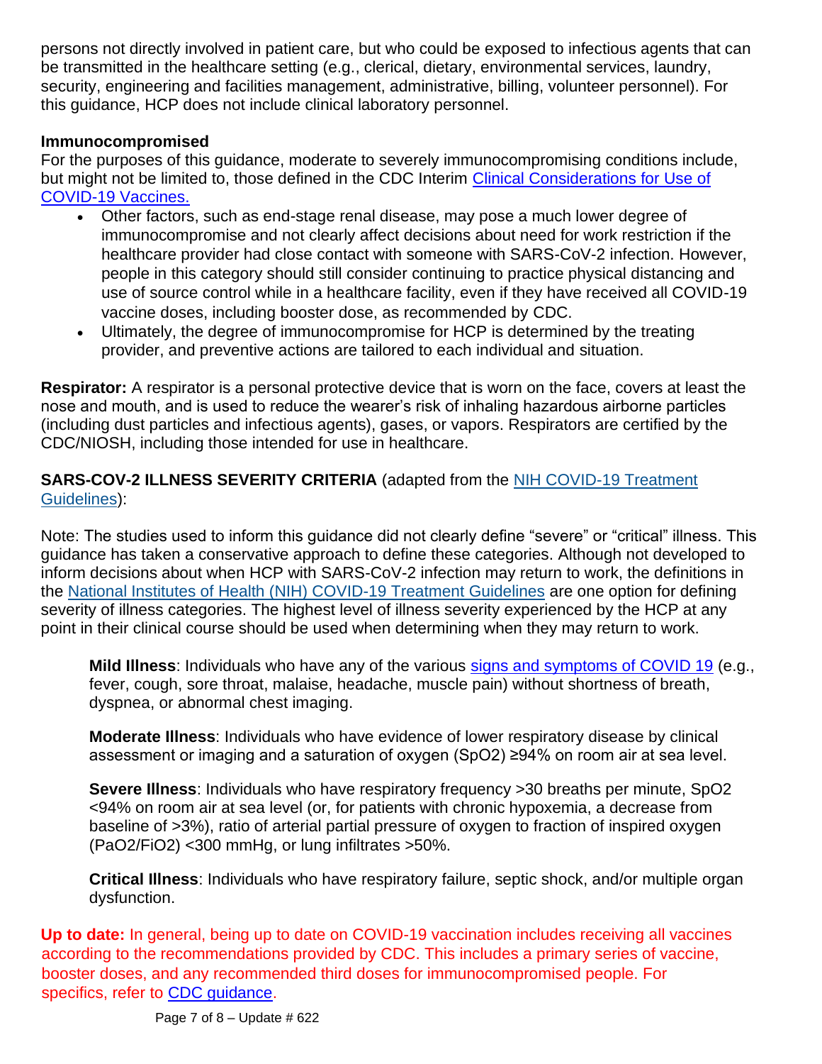persons not directly involved in patient care, but who could be exposed to infectious agents that can be transmitted in the healthcare setting (e.g., clerical, dietary, environmental services, laundry, security, engineering and facilities management, administrative, billing, volunteer personnel). For this guidance, HCP does not include clinical laboratory personnel.

**Immunocompromised**
For the purposes of this guidance, moderate to severely immunocompromising conditions include, but might not be limited to, those defined in the CDC Interim Clinical Considerations for Use of COVID-19 Vaccines.

- Other factors, such as end-stage renal disease, may pose a much lower degree of immunocompromise and not clearly affect decisions about need for work restriction if the healthcare provider had close contact with someone with SARS-CoV-2 infection. However, people in this category should still consider continuing to practice physical distancing and use of source control while in a healthcare facility, even if they have received all COVID-19 vaccine doses, including booster dose, as recommended by CDC.
- Ultimately, the degree of immunocompromise for HCP is determined by the treating provider, and preventive actions are tailored to each individual and situation.

**Respirator:** A respirator is a personal protective device that is worn on the face, covers at least the nose and mouth, and is used to reduce the wearer's risk of inhaling hazardous airborne particles (including dust particles and infectious agents), gases, or vapors. Respirators are certified by the CDC/NIOSH, including those intended for use in healthcare.

**SARS-COV-2 ILLNESS SEVERITY CRITERIA** (adapted from the NIH COVID-19 Treatment Guidelines):

Note: The studies used to inform this guidance did not clearly define "severe" or "critical" illness. This guidance has taken a conservative approach to define these categories. Although not developed to inform decisions about when HCP with SARS-CoV-2 infection may return to work, the definitions in the National Institutes of Health (NIH) COVID-19 Treatment Guidelines are one option for defining severity of illness categories. The highest level of illness severity experienced by the HCP at any point in their clinical course should be used when determining when they may return to work.

**Mild Illness**: Individuals who have any of the various signs and symptoms of COVID 19 (e.g., fever, cough, sore throat, malaise, headache, muscle pain) without shortness of breath, dyspnea, or abnormal chest imaging.

**Moderate Illness**: Individuals who have evidence of lower respiratory disease by clinical assessment or imaging and a saturation of oxygen ($SpO_2$) ≥94% on room air at sea level.

**Severe Illness**: Individuals who have respiratory frequency >30 breaths per minute, $SpO_2$ <94% on room air at sea level (or, for patients with chronic hypoxemia, a decrease from baseline of >3%), ratio of arterial partial pressure of oxygen to fraction of inspired oxygen ($PaO_2/FiO_2$) <300 mmHg, or lung infiltrates >50%.

**Critical Illness**: Individuals who have respiratory failure, septic shock, and/or multiple organ dysfunction.

**Up to date:** In general, being up to date on COVID-19 vaccination includes receiving all vaccines according to the recommendations provided by CDC. This includes a primary series of vaccine, booster doses, and any recommended third doses for immunocompromised people. For specifics, refer to CDC guidance.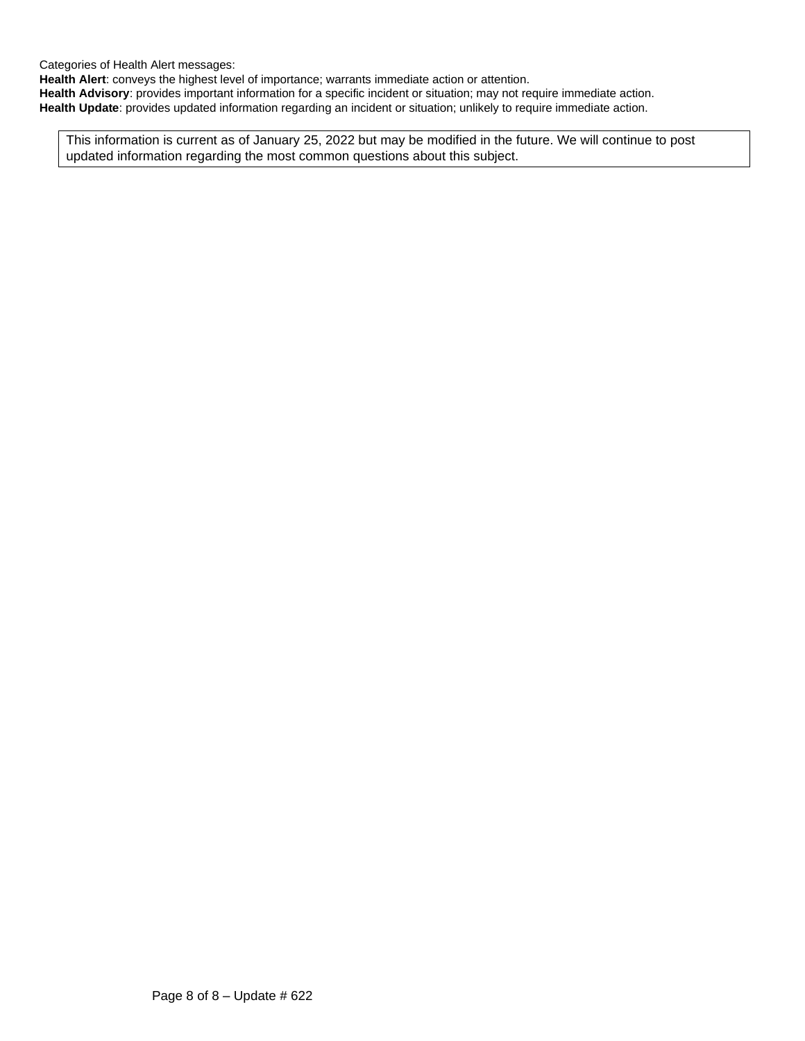Categories of Health Alert messages:

**Health Alert**: conveys the highest level of importance; warrants immediate action or attention.

**Health Advisory**: provides important information for a specific incident or situation; may not require immediate action.

**Health Update**: provides updated information regarding an incident or situation; unlikely to require immediate action.

This information is current as of January 25, 2022 but may be modified in the future. We will continue to post updated information regarding the most common questions about this subject.